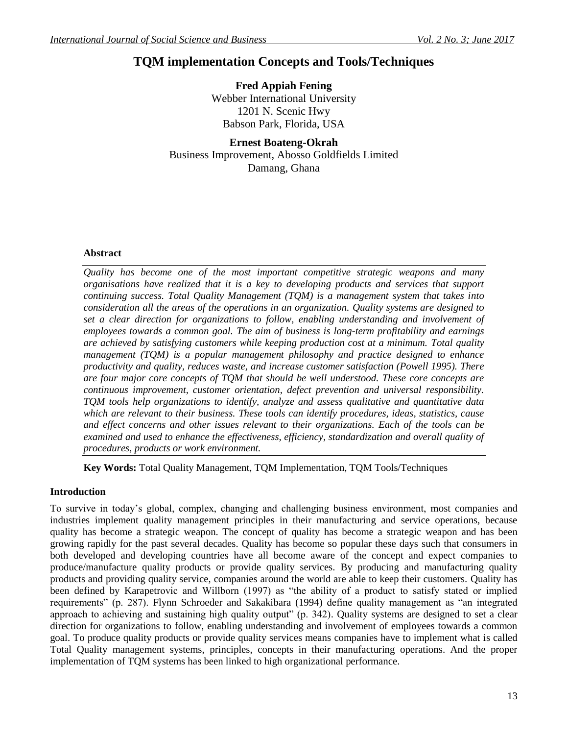# TQM implementation Concepts and Tools/Techniques

**Fred Appiah Fening**
Webber International University
1201 N. Scenic Hwy
Babson Park, Florida, USA

**Ernest Boateng-Okrah**
Business Improvement, Abosso Goldfields Limited
Damang, Ghana

### Abstract

*Quality has become one of the most important competitive strategic weapons and many organisations have realized that it is a key to developing products and services that support continuing success. Total Quality Management (TQM) is a management system that takes into consideration all the areas of the operations in an organization. Quality systems are designed to set a clear direction for organizations to follow, enabling understanding and involvement of employees towards a common goal. The aim of business is long-term profitability and earnings are achieved by satisfying customers while keeping production cost at a minimum. Total quality management (TQM) is a popular management philosophy and practice designed to enhance productivity and quality, reduces waste, and increase customer satisfaction (Powell 1995). There are four major core concepts of TQM that should be well understood. These core concepts are continuous improvement, customer orientation, defect prevention and universal responsibility. TQM tools help organizations to identify, analyze and assess qualitative and quantitative data which are relevant to their business. These tools can identify procedures, ideas, statistics, cause and effect concerns and other issues relevant to their organizations. Each of the tools can be examined and used to enhance the effectiveness, efficiency, standardization and overall quality of procedures, products or work environment.*

**Key Words:** Total Quality Management, TQM Implementation, TQM Tools/Techniques

### Introduction

To survive in today's global, complex, changing and challenging business environment, most companies and industries implement quality management principles in their manufacturing and service operations, because quality has become a strategic weapon. The concept of quality has become a strategic weapon and has been growing rapidly for the past several decades. Quality has become so popular these days such that consumers in both developed and developing countries have all become aware of the concept and expect companies to produce/manufacture quality products or provide quality services. By producing and manufacturing quality products and providing quality service, companies around the world are able to keep their customers. Quality has been defined by Karapetrovic and Willborn (1997) as "the ability of a product to satisfy stated or implied requirements" (p. 287). Flynn Schroeder and Sakakibara (1994) define quality management as "an integrated approach to achieving and sustaining high quality output" (p. 342). Quality systems are designed to set a clear direction for organizations to follow, enabling understanding and involvement of employees towards a common goal. To produce quality products or provide quality services means companies have to implement what is called Total Quality management systems, principles, concepts in their manufacturing operations. And the proper implementation of TQM systems has been linked to high organizational performance.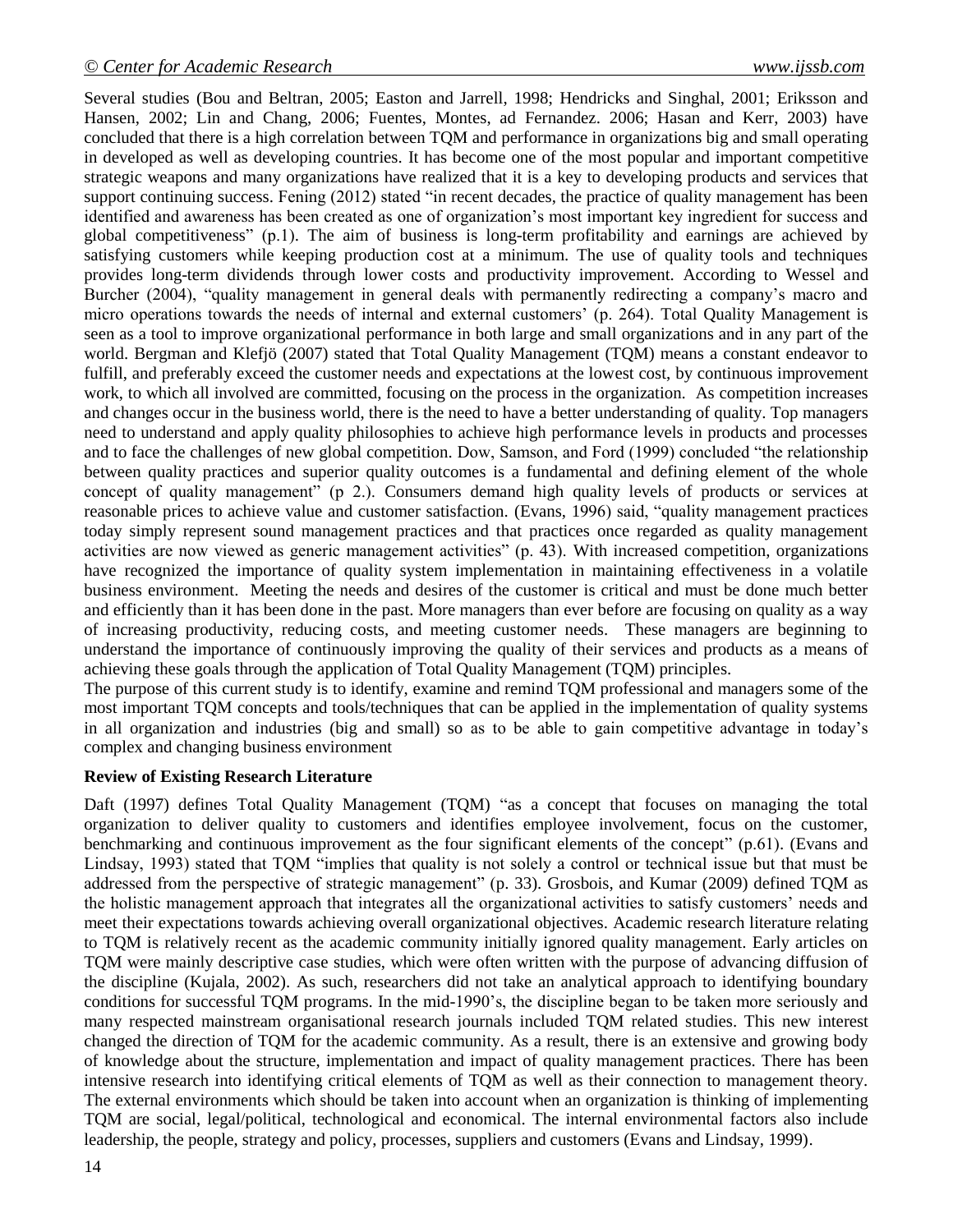Several studies (Bou and Beltran, 2005; Easton and Jarrell, 1998; Hendricks and Singhal, 2001; Eriksson and Hansen, 2002; Lin and Chang, 2006; Fuentes, Montes, ad Fernandez. 2006; Hasan and Kerr, 2003) have concluded that there is a high correlation between TQM and performance in organizations big and small operating in developed as well as developing countries. It has become one of the most popular and important competitive strategic weapons and many organizations have realized that it is a key to developing products and services that support continuing success. Fening (2012) stated "in recent decades, the practice of quality management has been identified and awareness has been created as one of organization's most important key ingredient for success and global competitiveness" (p.1). The aim of business is long-term profitability and earnings are achieved by satisfying customers while keeping production cost at a minimum. The use of quality tools and techniques provides long-term dividends through lower costs and productivity improvement. According to Wessel and Burcher (2004), "quality management in general deals with permanently redirecting a company's macro and micro operations towards the needs of internal and external customers' (p. 264). Total Quality Management is seen as a tool to improve organizational performance in both large and small organizations and in any part of the world. Bergman and Klefjö (2007) stated that Total Quality Management (TQM) means a constant endeavor to fulfill, and preferably exceed the customer needs and expectations at the lowest cost, by continuous improvement work, to which all involved are committed, focusing on the process in the organization. As competition increases and changes occur in the business world, there is the need to have a better understanding of quality. Top managers need to understand and apply quality philosophies to achieve high performance levels in products and processes and to face the challenges of new global competition. Dow, Samson, and Ford (1999) concluded "the relationship between quality practices and superior quality outcomes is a fundamental and defining element of the whole concept of quality management" (p 2.). Consumers demand high quality levels of products or services at reasonable prices to achieve value and customer satisfaction. (Evans, 1996) said, "quality management practices today simply represent sound management practices and that practices once regarded as quality management activities are now viewed as generic management activities" (p. 43). With increased competition, organizations have recognized the importance of quality system implementation in maintaining effectiveness in a volatile business environment. Meeting the needs and desires of the customer is critical and must be done much better and efficiently than it has been done in the past. More managers than ever before are focusing on quality as a way of increasing productivity, reducing costs, and meeting customer needs. These managers are beginning to understand the importance of continuously improving the quality of their services and products as a means of achieving these goals through the application of Total Quality Management (TQM) principles.

The purpose of this current study is to identify, examine and remind TQM professional and managers some of the most important TQM concepts and tools/techniques that can be applied in the implementation of quality systems in all organization and industries (big and small) so as to be able to gain competitive advantage in today's complex and changing business environment

**Review of Existing Research Literature**

Daft (1997) defines Total Quality Management (TQM) "as a concept that focuses on managing the total organization to deliver quality to customers and identifies employee involvement, focus on the customer, benchmarking and continuous improvement as the four significant elements of the concept" (p.61). (Evans and Lindsay, 1993) stated that TQM "implies that quality is not solely a control or technical issue but that must be addressed from the perspective of strategic management" (p. 33). Grosbois, and Kumar (2009) defined TQM as the holistic management approach that integrates all the organizational activities to satisfy customers' needs and meet their expectations towards achieving overall organizational objectives. Academic research literature relating to TQM is relatively recent as the academic community initially ignored quality management. Early articles on TQM were mainly descriptive case studies, which were often written with the purpose of advancing diffusion of the discipline (Kujala, 2002). As such, researchers did not take an analytical approach to identifying boundary conditions for successful TQM programs. In the mid-1990's, the discipline began to be taken more seriously and many respected mainstream organisational research journals included TQM related studies. This new interest changed the direction of TQM for the academic community. As a result, there is an extensive and growing body of knowledge about the structure, implementation and impact of quality management practices. There has been intensive research into identifying critical elements of TQM as well as their connection to management theory. The external environments which should be taken into account when an organization is thinking of implementing TQM are social, legal/political, technological and economical. The internal environmental factors also include leadership, the people, strategy and policy, processes, suppliers and customers (Evans and Lindsay, 1999).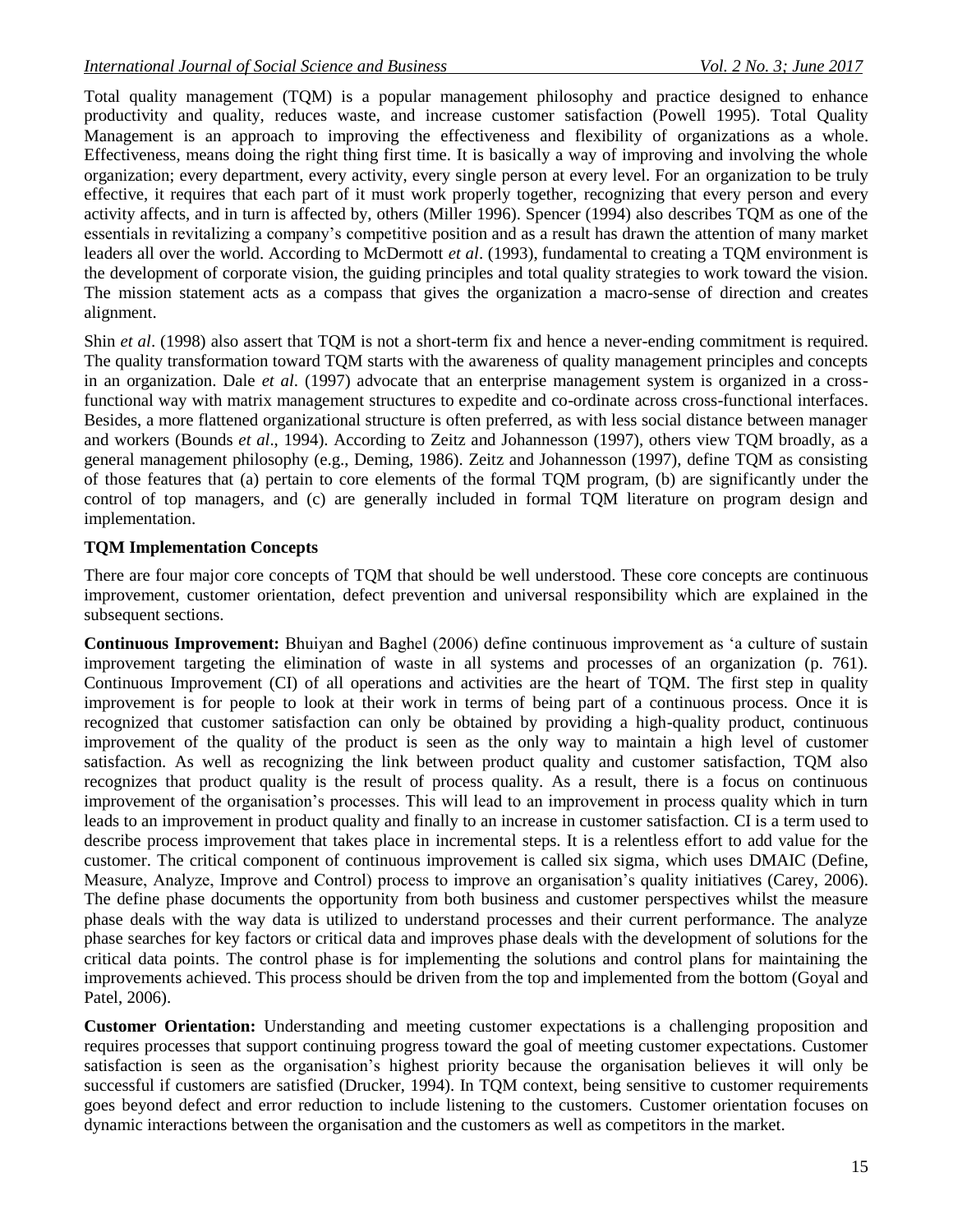Total quality management (TQM) is a popular management philosophy and practice designed to enhance productivity and quality, reduces waste, and increase customer satisfaction (Powell 1995). Total Quality Management is an approach to improving the effectiveness and flexibility of organizations as a whole. Effectiveness, means doing the right thing first time. It is basically a way of improving and involving the whole organization; every department, every activity, every single person at every level. For an organization to be truly effective, it requires that each part of it must work properly together, recognizing that every person and every activity affects, and in turn is affected by, others (Miller 1996). Spencer (1994) also describes TQM as one of the essentials in revitalizing a company's competitive position and as a result has drawn the attention of many market leaders all over the world. According to McDermott *et al*. (1993), fundamental to creating a TQM environment is the development of corporate vision, the guiding principles and total quality strategies to work toward the vision. The mission statement acts as a compass that gives the organization a macro-sense of direction and creates alignment.

Shin *et al*. (1998) also assert that TQM is not a short-term fix and hence a never-ending commitment is required. The quality transformation toward TQM starts with the awareness of quality management principles and concepts in an organization. Dale *et al*. (1997) advocate that an enterprise management system is organized in a cross-functional way with matrix management structures to expedite and co-ordinate across cross-functional interfaces. Besides, a more flattened organizational structure is often preferred, as with less social distance between manager and workers (Bounds *et al*., 1994). According to Zeitz and Johannesson (1997), others view TQM broadly, as a general management philosophy (e.g., Deming, 1986). Zeitz and Johannesson (1997), define TQM as consisting of those features that (a) pertain to core elements of the formal TQM program, (b) are significantly under the control of top managers, and (c) are generally included in formal TQM literature on program design and implementation.

**TQM Implementation Concepts**

There are four major core concepts of TQM that should be well understood. These core concepts are continuous improvement, customer orientation, defect prevention and universal responsibility which are explained in the subsequent sections.

**Continuous Improvement:** Bhuiyan and Baghel (2006) define continuous improvement as 'a culture of sustain improvement targeting the elimination of waste in all systems and processes of an organization (p. 761). Continuous Improvement (CI) of all operations and activities are the heart of TQM. The first step in quality improvement is for people to look at their work in terms of being part of a continuous process. Once it is recognized that customer satisfaction can only be obtained by providing a high-quality product, continuous improvement of the quality of the product is seen as the only way to maintain a high level of customer satisfaction. As well as recognizing the link between product quality and customer satisfaction, TQM also recognizes that product quality is the result of process quality. As a result, there is a focus on continuous improvement of the organisation's processes. This will lead to an improvement in process quality which in turn leads to an improvement in product quality and finally to an increase in customer satisfaction. CI is a term used to describe process improvement that takes place in incremental steps. It is a relentless effort to add value for the customer. The critical component of continuous improvement is called six sigma, which uses DMAIC (Define, Measure, Analyze, Improve and Control) process to improve an organisation's quality initiatives (Carey, 2006). The define phase documents the opportunity from both business and customer perspectives whilst the measure phase deals with the way data is utilized to understand processes and their current performance. The analyze phase searches for key factors or critical data and improves phase deals with the development of solutions for the critical data points. The control phase is for implementing the solutions and control plans for maintaining the improvements achieved. This process should be driven from the top and implemented from the bottom (Goyal and Patel, 2006).

**Customer Orientation:** Understanding and meeting customer expectations is a challenging proposition and requires processes that support continuing progress toward the goal of meeting customer expectations. Customer satisfaction is seen as the organisation's highest priority because the organisation believes it will only be successful if customers are satisfied (Drucker, 1994). In TQM context, being sensitive to customer requirements goes beyond defect and error reduction to include listening to the customers. Customer orientation focuses on dynamic interactions between the organisation and the customers as well as competitors in the market.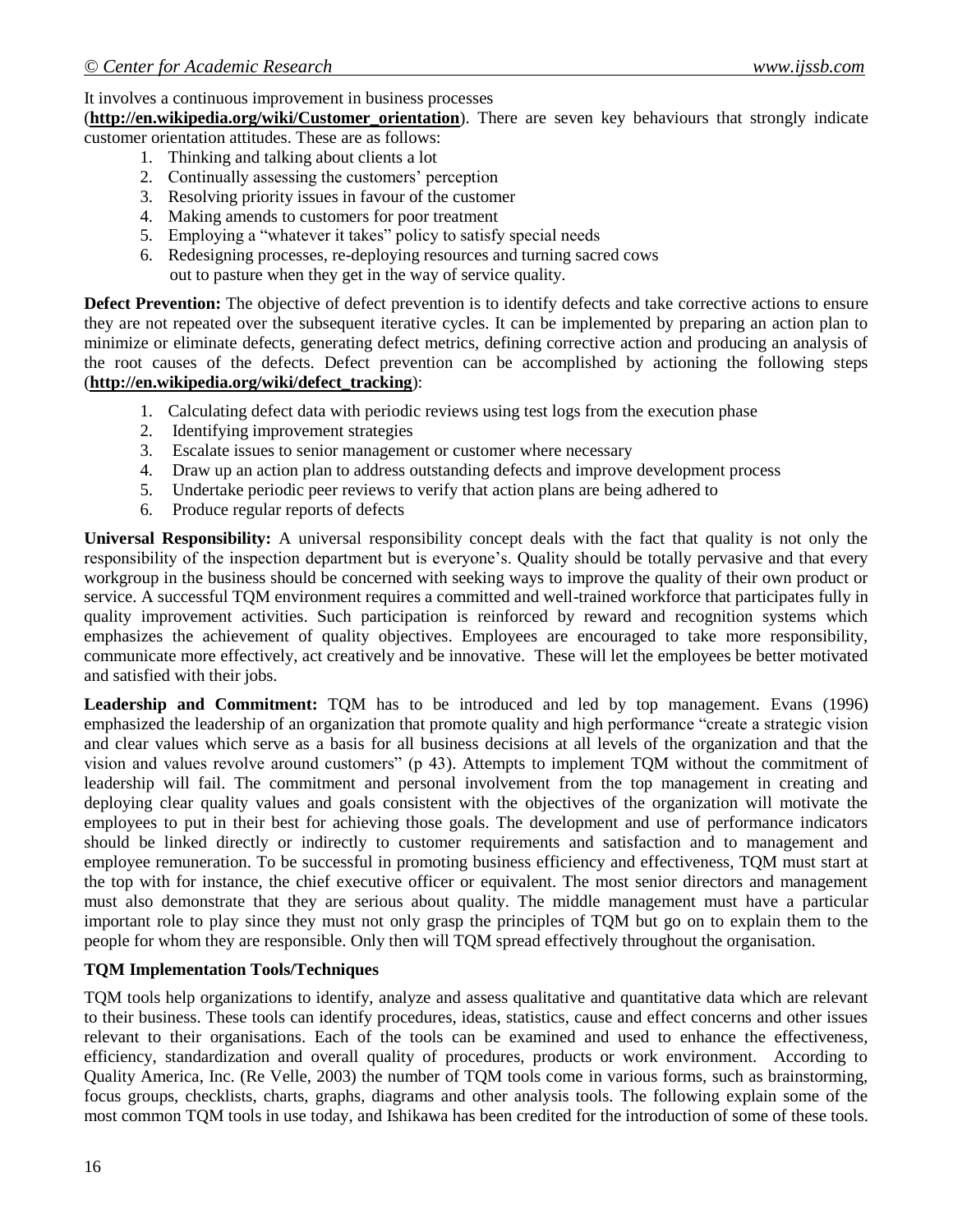It involves a continuous improvement in business processes (**http://en.wikipedia.org/wiki/Customer_orientation**). There are seven key behaviours that strongly indicate customer orientation attitudes. These are as follows:

1. Thinking and talking about clients a lot
2. Continually assessing the customers' perception
3. Resolving priority issues in favour of the customer
4. Making amends to customers for poor treatment
5. Employing a "whatever it takes" policy to satisfy special needs
6. Redesigning processes, re-deploying resources and turning sacred cows out to pasture when they get in the way of service quality.

**Defect Prevention:** The objective of defect prevention is to identify defects and take corrective actions to ensure they are not repeated over the subsequent iterative cycles. It can be implemented by preparing an action plan to minimize or eliminate defects, generating defect metrics, defining corrective action and producing an analysis of the root causes of the defects. Defect prevention can be accomplished by actioning the following steps (**http://en.wikipedia.org/wiki/defect_tracking**):

1. Calculating defect data with periodic reviews using test logs from the execution phase
2. Identifying improvement strategies
3. Escalate issues to senior management or customer where necessary
4. Draw up an action plan to address outstanding defects and improve development process
5. Undertake periodic peer reviews to verify that action plans are being adhered to
6. Produce regular reports of defects

**Universal Responsibility:** A universal responsibility concept deals with the fact that quality is not only the responsibility of the inspection department but is everyone's. Quality should be totally pervasive and that every workgroup in the business should be concerned with seeking ways to improve the quality of their own product or service. A successful TQM environment requires a committed and well-trained workforce that participates fully in quality improvement activities. Such participation is reinforced by reward and recognition systems which emphasizes the achievement of quality objectives. Employees are encouraged to take more responsibility, communicate more effectively, act creatively and be innovative. These will let the employees be better motivated and satisfied with their jobs.

**Leadership and Commitment:** TQM has to be introduced and led by top management. Evans (1996) emphasized the leadership of an organization that promote quality and high performance "create a strategic vision and clear values which serve as a basis for all business decisions at all levels of the organization and that the vision and values revolve around customers" (p 43). Attempts to implement TQM without the commitment of leadership will fail. The commitment and personal involvement from the top management in creating and deploying clear quality values and goals consistent with the objectives of the organization will motivate the employees to put in their best for achieving those goals. The development and use of performance indicators should be linked directly or indirectly to customer requirements and satisfaction and to management and employee remuneration. To be successful in promoting business efficiency and effectiveness, TQM must start at the top with for instance, the chief executive officer or equivalent. The most senior directors and management must also demonstrate that they are serious about quality. The middle management must have a particular important role to play since they must not only grasp the principles of TQM but go on to explain them to the people for whom they are responsible. Only then will TQM spread effectively throughout the organisation.

**TQM Implementation Tools/Techniques**

TQM tools help organizations to identify, analyze and assess qualitative and quantitative data which are relevant to their business. These tools can identify procedures, ideas, statistics, cause and effect concerns and other issues relevant to their organisations. Each of the tools can be examined and used to enhance the effectiveness, efficiency, standardization and overall quality of procedures, products or work environment. According to Quality America, Inc. (Re Velle, 2003) the number of TQM tools come in various forms, such as brainstorming, focus groups, checklists, charts, graphs, diagrams and other analysis tools. The following explain some of the most common TQM tools in use today, and Ishikawa has been credited for the introduction of some of these tools.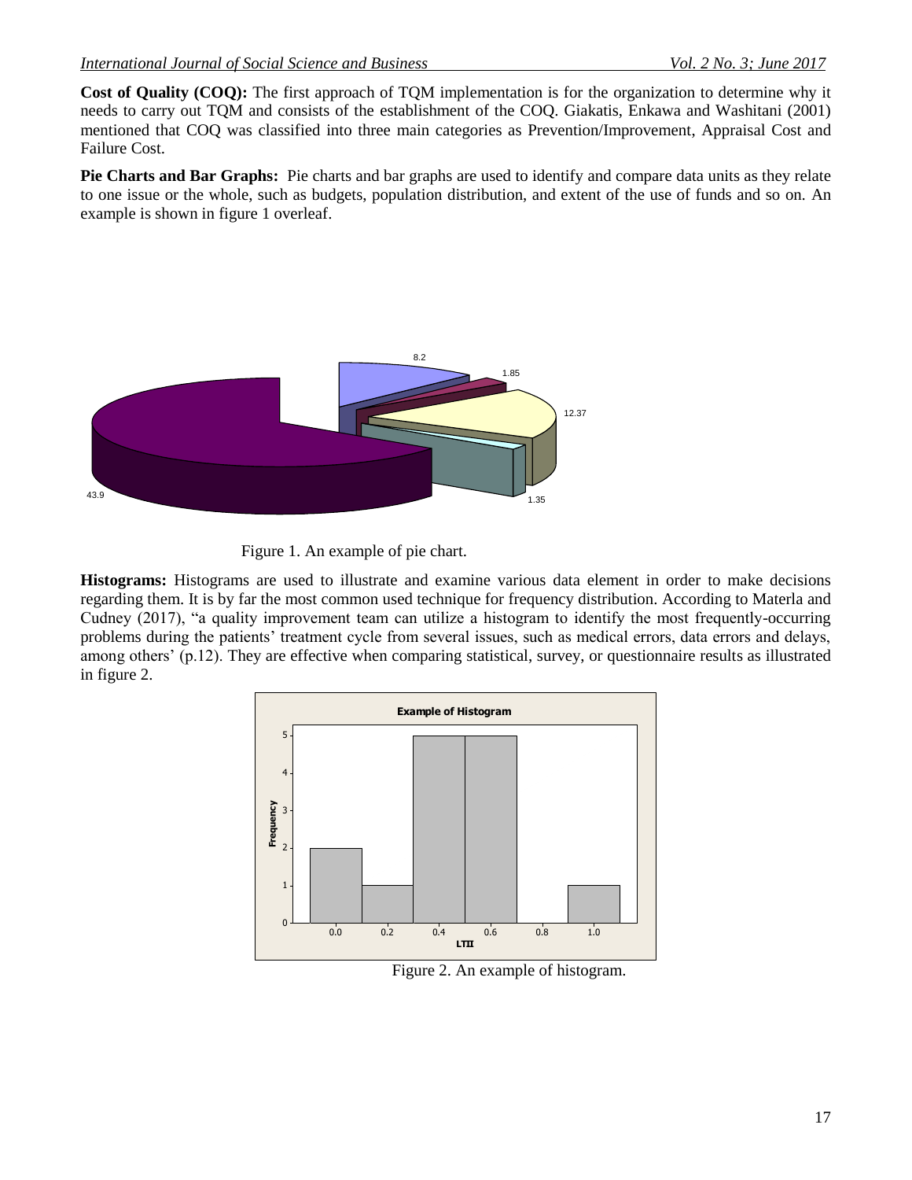**Cost of Quality (COQ):** The first approach of TQM implementation is for the organization to determine why it needs to carry out TQM and consists of the establishment of the COQ. Giakatis, Enkawa and Washitani (2001) mentioned that COQ was classified into three main categories as Prevention/Improvement, Appraisal Cost and Failure Cost.

**Pie Charts and Bar Graphs:** Pie charts and bar graphs are used to identify and compare data units as they relate to one issue or the whole, such as budgets, population distribution, and extent of the use of funds and so on. An example is shown in figure 1 overleaf.

Figure 1. An example of pie chart.

**Histograms:** Histograms are used to illustrate and examine various data element in order to make decisions regarding them. It is by far the most common used technique for frequency distribution. According to Materla and Cudney (2017), "a quality improvement team can utilize a histogram to identify the most frequently-occurring problems during the patients' treatment cycle from several issues, such as medical errors, data errors and delays, among others' (p.12). They are effective when comparing statistical, survey, or questionnaire results as illustrated in figure 2.

Figure 2. An example of histogram.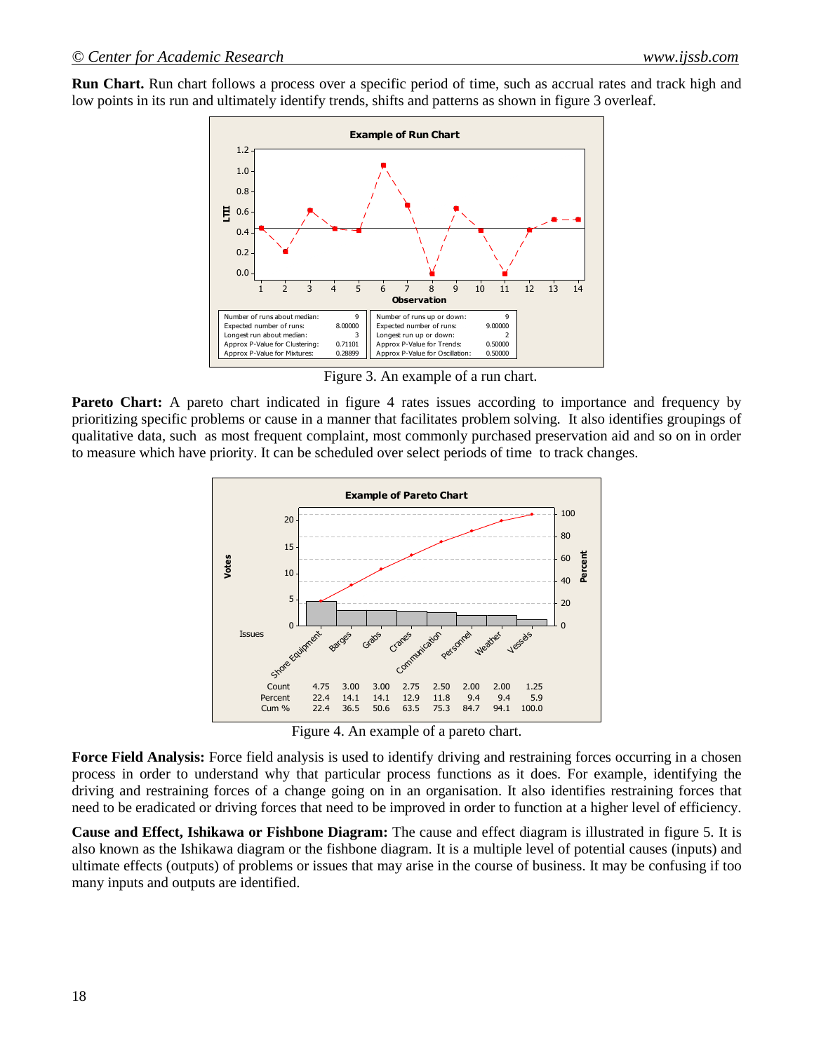**Run Chart.** Run chart follows a process over a specific period of time, such as accrual rates and track high and low points in its run and ultimately identify trends, shifts and patterns as shown in figure 3 overleaf.

Figure 3. An example of a run chart.

**Pareto Chart:** A pareto chart indicated in figure 4 rates issues according to importance and frequency by prioritizing specific problems or cause in a manner that facilitates problem solving. It also identifies groupings of qualitative data, such as most frequent complaint, most commonly purchased preservation aid and so on in order to measure which have priority. It can be scheduled over select periods of time to track changes.

Figure 4. An example of a pareto chart.

**Force Field Analysis:** Force field analysis is used to identify driving and restraining forces occurring in a chosen process in order to understand why that particular process functions as it does. For example, identifying the driving and restraining forces of a change going on in an organisation. It also identifies restraining forces that need to be eradicated or driving forces that need to be improved in order to function at a higher level of efficiency.

**Cause and Effect, Ishikawa or Fishbone Diagram:** The cause and effect diagram is illustrated in figure 5. It is also known as the Ishikawa diagram or the fishbone diagram. It is a multiple level of potential causes (inputs) and ultimate effects (outputs) of problems or issues that may arise in the course of business. It may be confusing if too many inputs and outputs are identified.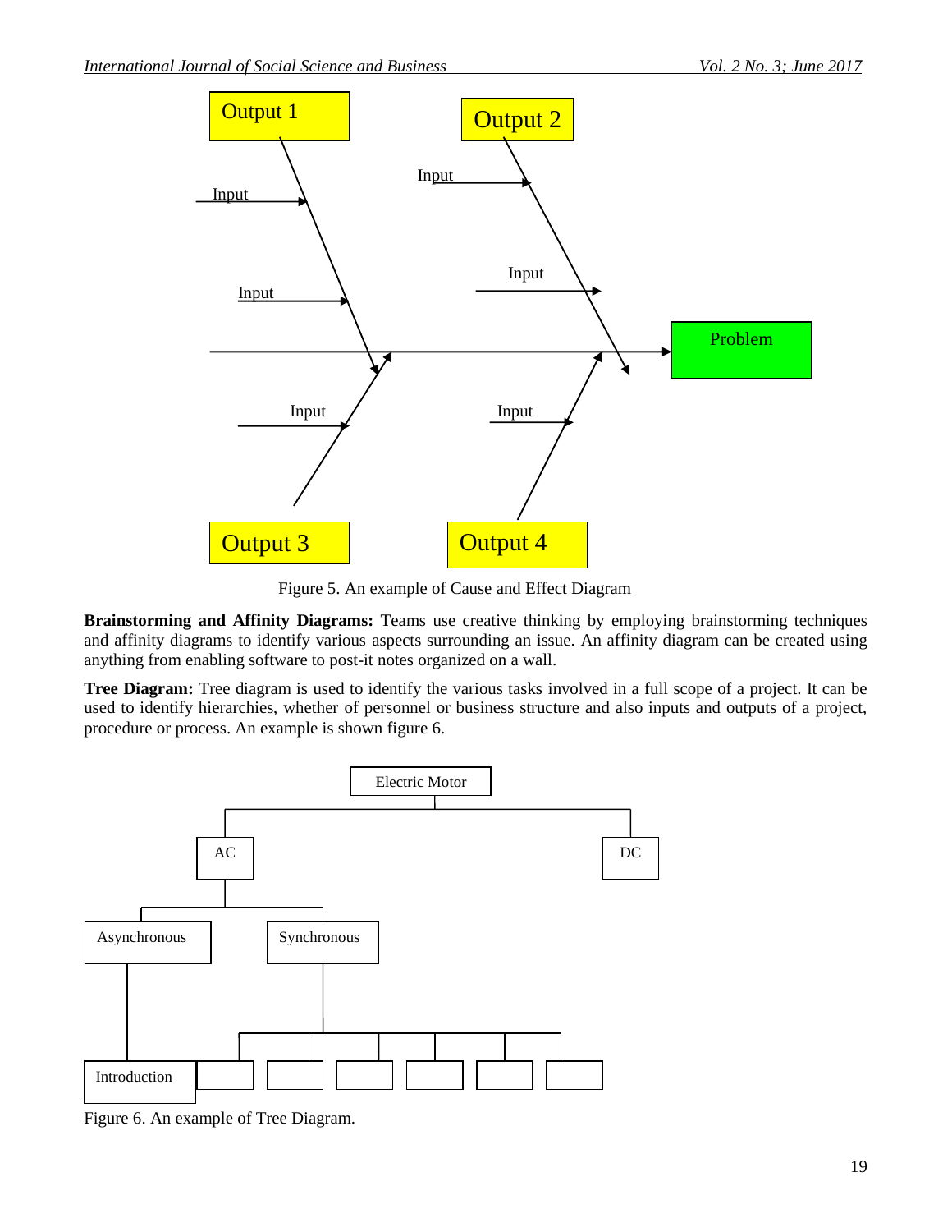Figure 5. An example of Cause and Effect Diagram

**Brainstorming and Affinity Diagrams:** Teams use creative thinking by employing brainstorming techniques and affinity diagrams to identify various aspects surrounding an issue. An affinity diagram can be created using anything from enabling software to post-it notes organized on a wall.

**Tree Diagram:** Tree diagram is used to identify the various tasks involved in a full scope of a project. It can be used to identify hierarchies, whether of personnel or business structure and also inputs and outputs of a project, procedure or process. An example is shown figure 6.

Figure 6. An example of Tree Diagram.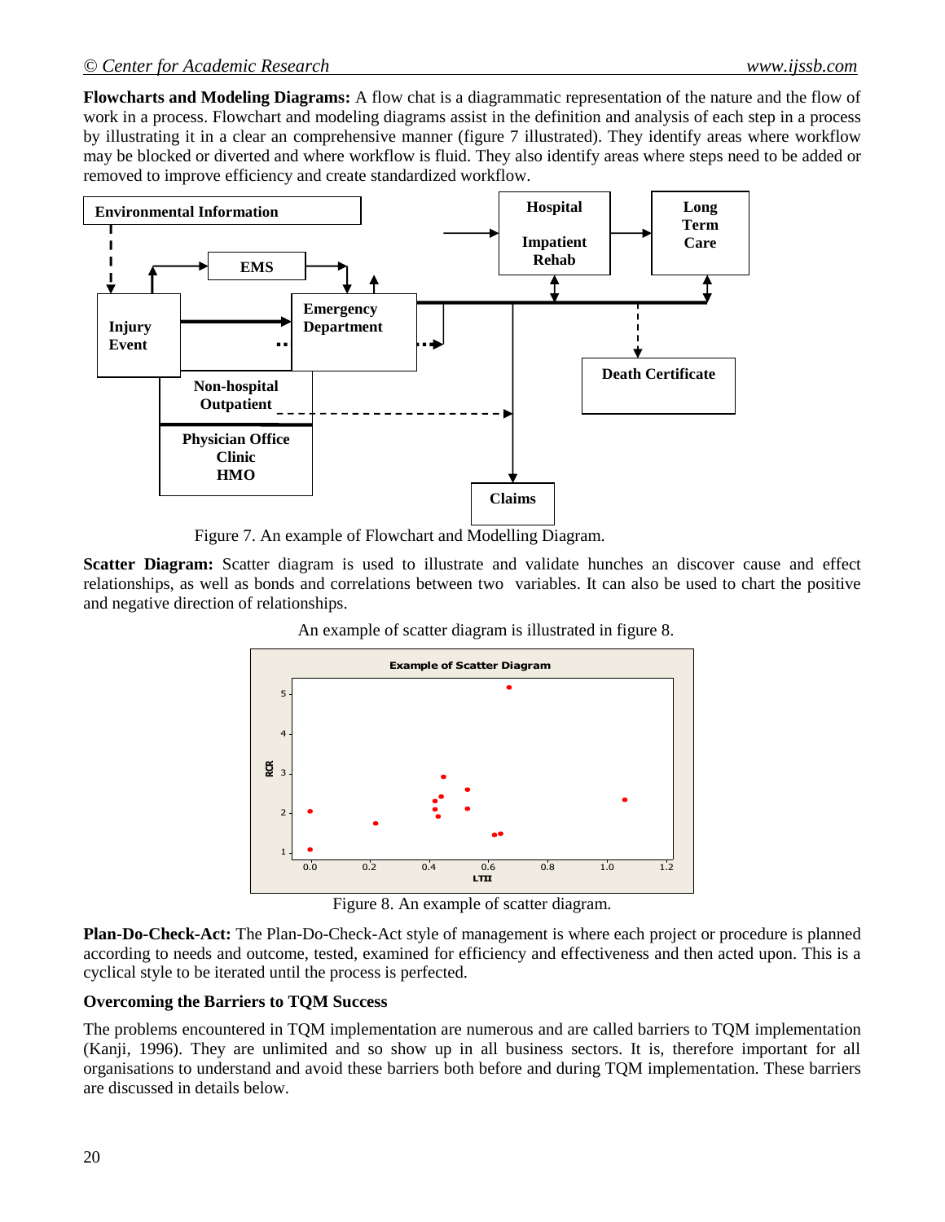**Flowcharts and Modeling Diagrams:** A flow chat is a diagrammatic representation of the nature and the flow of work in a process. Flowchart and modeling diagrams assist in the definition and analysis of each step in a process by illustrating it in a clear an comprehensive manner (figure 7 illustrated). They identify areas where workflow may be blocked or diverted and where workflow is fluid. They also identify areas where steps need to be added or removed to improve efficiency and create standardized workflow.

Figure 7. An example of Flowchart and Modelling Diagram.

**Scatter Diagram:** Scatter diagram is used to illustrate and validate hunches an discover cause and effect relationships, as well as bonds and correlations between two variables. It can also be used to chart the positive and negative direction of relationships.

An example of scatter diagram is illustrated in figure 8.

Figure 8. An example of scatter diagram.

**Plan-Do-Check-Act:** The Plan-Do-Check-Act style of management is where each project or procedure is planned according to needs and outcome, tested, examined for efficiency and effectiveness and then acted upon. This is a cyclical style to be iterated until the process is perfected.

### Overcoming the Barriers to TQM Success

The problems encountered in TQM implementation are numerous and are called barriers to TQM implementation (Kanji, 1996). They are unlimited and so show up in all business sectors. It is, therefore important for all organisations to understand and avoid these barriers both before and during TQM implementation. These barriers are discussed in details below.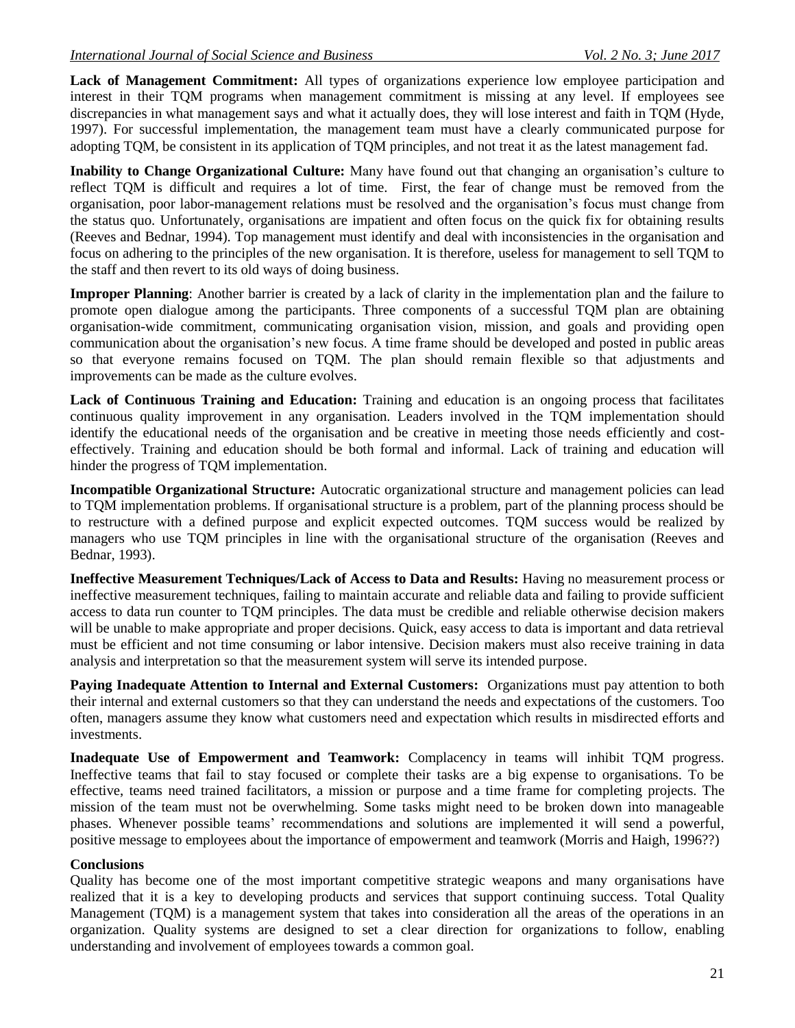**Lack of Management Commitment:** All types of organizations experience low employee participation and interest in their TQM programs when management commitment is missing at any level. If employees see discrepancies in what management says and what it actually does, they will lose interest and faith in TQM (Hyde, 1997). For successful implementation, the management team must have a clearly communicated purpose for adopting TQM, be consistent in its application of TQM principles, and not treat it as the latest management fad.

**Inability to Change Organizational Culture:** Many have found out that changing an organisation's culture to reflect TQM is difficult and requires a lot of time. First, the fear of change must be removed from the organisation, poor labor-management relations must be resolved and the organisation's focus must change from the status quo. Unfortunately, organisations are impatient and often focus on the quick fix for obtaining results (Reeves and Bednar, 1994). Top management must identify and deal with inconsistencies in the organisation and focus on adhering to the principles of the new organisation. It is therefore, useless for management to sell TQM to the staff and then revert to its old ways of doing business.

**Improper Planning**: Another barrier is created by a lack of clarity in the implementation plan and the failure to promote open dialogue among the participants. Three components of a successful TQM plan are obtaining organisation-wide commitment, communicating organisation vision, mission, and goals and providing open communication about the organisation's new focus. A time frame should be developed and posted in public areas so that everyone remains focused on TQM. The plan should remain flexible so that adjustments and improvements can be made as the culture evolves.

**Lack of Continuous Training and Education:** Training and education is an ongoing process that facilitates continuous quality improvement in any organisation. Leaders involved in the TQM implementation should identify the educational needs of the organisation and be creative in meeting those needs efficiently and cost-effectively. Training and education should be both formal and informal. Lack of training and education will hinder the progress of TQM implementation.

**Incompatible Organizational Structure:** Autocratic organizational structure and management policies can lead to TQM implementation problems. If organisational structure is a problem, part of the planning process should be to restructure with a defined purpose and explicit expected outcomes. TQM success would be realized by managers who use TQM principles in line with the organisational structure of the organisation (Reeves and Bednar, 1993).

**Ineffective Measurement Techniques/Lack of Access to Data and Results:** Having no measurement process or ineffective measurement techniques, failing to maintain accurate and reliable data and failing to provide sufficient access to data run counter to TQM principles. The data must be credible and reliable otherwise decision makers will be unable to make appropriate and proper decisions. Quick, easy access to data is important and data retrieval must be efficient and not time consuming or labor intensive. Decision makers must also receive training in data analysis and interpretation so that the measurement system will serve its intended purpose.

**Paying Inadequate Attention to Internal and External Customers:** Organizations must pay attention to both their internal and external customers so that they can understand the needs and expectations of the customers. Too often, managers assume they know what customers need and expectation which results in misdirected efforts and investments.

**Inadequate Use of Empowerment and Teamwork:** Complacency in teams will inhibit TQM progress. Ineffective teams that fail to stay focused or complete their tasks are a big expense to organisations. To be effective, teams need trained facilitators, a mission or purpose and a time frame for completing projects. The mission of the team must not be overwhelming. Some tasks might need to be broken down into manageable phases. Whenever possible teams' recommendations and solutions are implemented it will send a powerful, positive message to employees about the importance of empowerment and teamwork (Morris and Haigh, 1996??)

## Conclusions

Quality has become one of the most important competitive strategic weapons and many organisations have realized that it is a key to developing products and services that support continuing success. Total Quality Management (TQM) is a management system that takes into consideration all the areas of the operations in an organization. Quality systems are designed to set a clear direction for organizations to follow, enabling understanding and involvement of employees towards a common goal.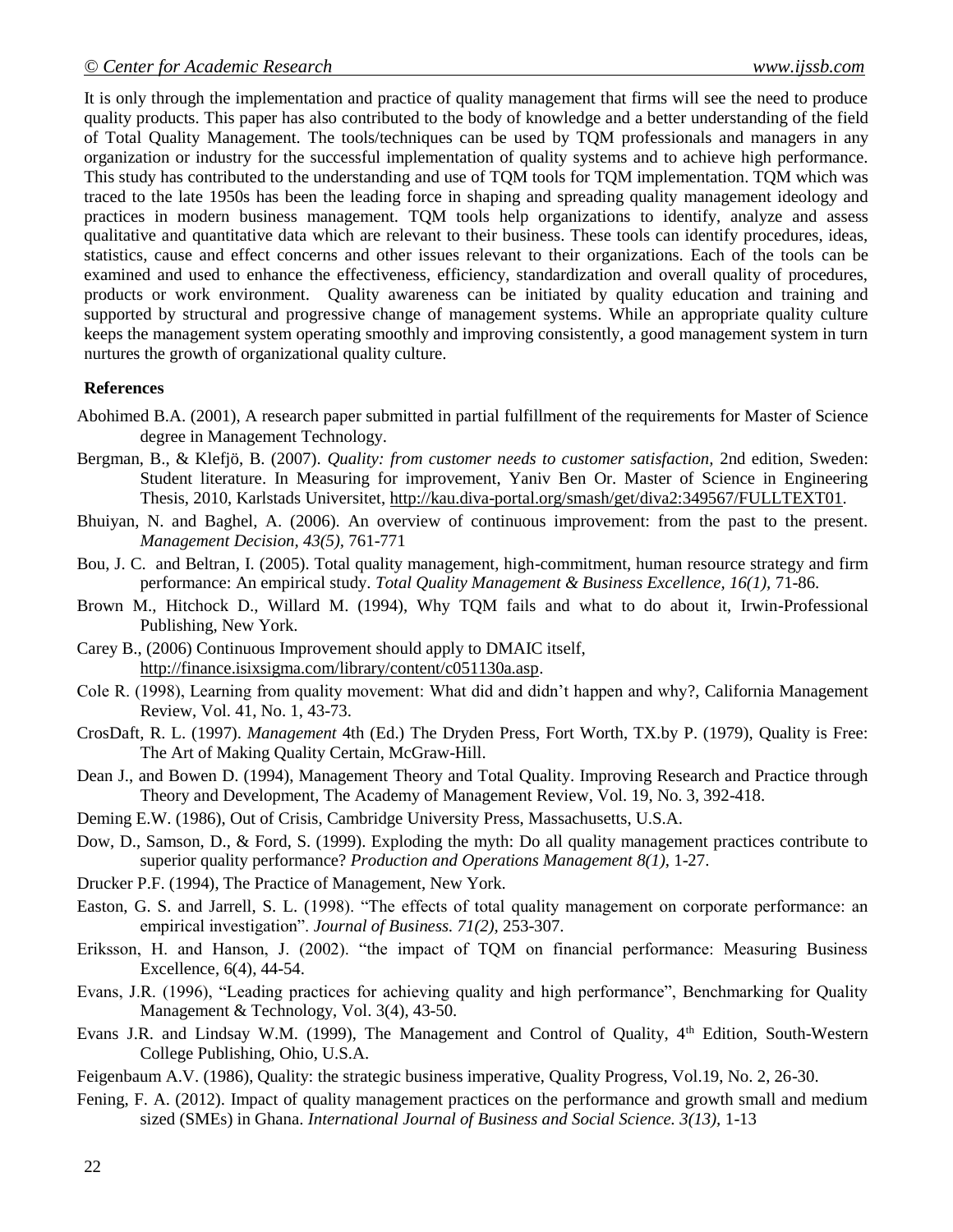It is only through the implementation and practice of quality management that firms will see the need to produce quality products. This paper has also contributed to the body of knowledge and a better understanding of the field of Total Quality Management. The tools/techniques can be used by TQM professionals and managers in any organization or industry for the successful implementation of quality systems and to achieve high performance. This study has contributed to the understanding and use of TQM tools for TQM implementation. TQM which was traced to the late 1950s has been the leading force in shaping and spreading quality management ideology and practices in modern business management. TQM tools help organizations to identify, analyze and assess qualitative and quantitative data which are relevant to their business. These tools can identify procedures, ideas, statistics, cause and effect concerns and other issues relevant to their organizations. Each of the tools can be examined and used to enhance the effectiveness, efficiency, standardization and overall quality of procedures, products or work environment. Quality awareness can be initiated by quality education and training and supported by structural and progressive change of management systems. While an appropriate quality culture keeps the management system operating smoothly and improving consistently, a good management system in turn nurtures the growth of organizational quality culture.

**References**

Abohimed B.A. (2001), A research paper submitted in partial fulfillment of the requirements for Master of Science degree in Management Technology.

Bergman, B., & Klefjö, B. (2007). *Quality: from customer needs to customer satisfaction,* 2nd edition, Sweden: Student literature. In Measuring for improvement, Yaniv Ben Or. Master of Science in Engineering Thesis, 2010, Karlstads Universitet, http://kau.diva-portal.org/smash/get/diva2:349567/FULLTEXT01.

Bhuiyan, N. and Baghel, A. (2006). An overview of continuous improvement: from the past to the present. *Management Decision, 43(5),* 761-771

Bou, J. C. and Beltran, I. (2005). Total quality management, high-commitment, human resource strategy and firm performance: An empirical study. *Total Quality Management & Business Excellence, 16(1),* 71-86.

Brown M., Hitchock D., Willard M. (1994), Why TQM fails and what to do about it, Irwin-Professional Publishing, New York.

Carey B., (2006) Continuous Improvement should apply to DMAIC itself, http://finance.isixsigma.com/library/content/c051130a.asp.

Cole R. (1998), Learning from quality movement: What did and didn't happen and why?, California Management Review, Vol. 41, No. 1, 43-73.

CrosDaft, R. L. (1997). *Management* 4th (Ed.) The Dryden Press, Fort Worth, TX.by P. (1979), Quality is Free: The Art of Making Quality Certain, McGraw-Hill.

Dean J., and Bowen D. (1994), Management Theory and Total Quality. Improving Research and Practice through Theory and Development, The Academy of Management Review, Vol. 19, No. 3, 392-418.

Deming E.W. (1986), Out of Crisis, Cambridge University Press, Massachusetts, U.S.A.

Dow, D., Samson, D., & Ford, S. (1999). Exploding the myth: Do all quality management practices contribute to superior quality performance? *Production and Operations Management 8(1),* 1-27.

Drucker P.F. (1994), The Practice of Management, New York.

Easton, G. S. and Jarrell, S. L. (1998). "The effects of total quality management on corporate performance: an empirical investigation". *Journal of Business. 71(2),* 253-307.

Eriksson, H. and Hanson, J. (2002). "the impact of TQM on financial performance: Measuring Business Excellence, 6(4), 44-54.

Evans, J.R. (1996), "Leading practices for achieving quality and high performance", Benchmarking for Quality Management & Technology, Vol. 3(4), 43-50.

Evans J.R. and Lindsay W.M. (1999), The Management and Control of Quality, 4th Edition, South-Western College Publishing, Ohio, U.S.A.

Feigenbaum A.V. (1986), Quality: the strategic business imperative, Quality Progress, Vol.19, No. 2, 26-30.

Fening, F. A. (2012). Impact of quality management practices on the performance and growth small and medium sized (SMEs) in Ghana. *International Journal of Business and Social Science. 3(13),* 1-13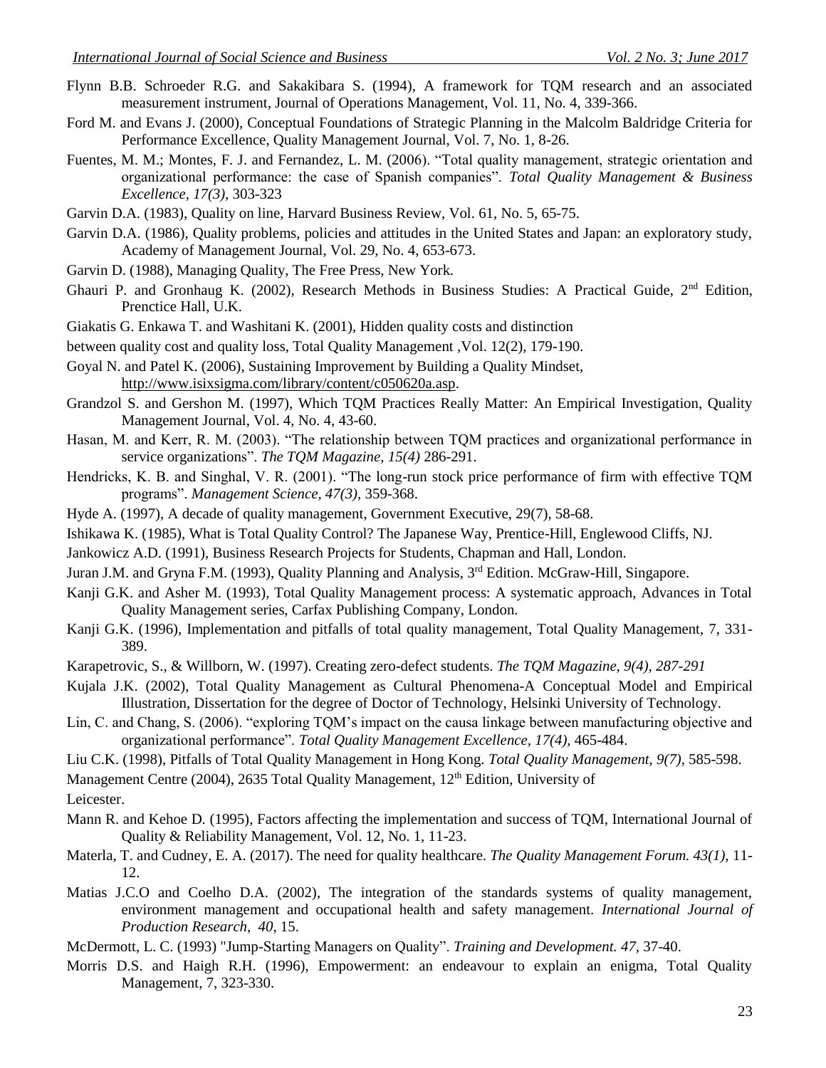Flynn B.B. Schroeder R.G. and Sakakibara S. (1994), A framework for TQM research and an associated measurement instrument, Journal of Operations Management, Vol. 11, No. 4, 339-366.

Ford M. and Evans J. (2000), Conceptual Foundations of Strategic Planning in the Malcolm Baldridge Criteria for Performance Excellence, Quality Management Journal, Vol. 7, No. 1, 8-26.

Fuentes, M. M.; Montes, F. J. and Fernandez, L. M. (2006). "Total quality management, strategic orientation and organizational performance: the case of Spanish companies". *Total Quality Management & Business Excellence, 17(3),* 303-323

Garvin D.A. (1983), Quality on line, Harvard Business Review, Vol. 61, No. 5, 65-75.

Garvin D.A. (1986), Quality problems, policies and attitudes in the United States and Japan: an exploratory study, Academy of Management Journal, Vol. 29, No. 4, 653-673.

Garvin D. (1988), Managing Quality, The Free Press, New York.

Ghauri P. and Gronhaug K. (2002), Research Methods in Business Studies: A Practical Guide, 2nd Edition, Prenctice Hall, U.K.

Giakatis G. Enkawa T. and Washitani K. (2001), Hidden quality costs and distinction

between quality cost and quality loss, Total Quality Management ,Vol. 12(2), 179-190.

Goyal N. and Patel K. (2006), Sustaining Improvement by Building a Quality Mindset, http://www.isixsigma.com/library/content/c050620a.asp.

Grandzol S. and Gershon M. (1997), Which TQM Practices Really Matter: An Empirical Investigation, Quality Management Journal, Vol. 4, No. 4, 43-60.

Hasan, M. and Kerr, R. M. (2003). "The relationship between TQM practices and organizational performance in service organizations". *The TQM Magazine, 15(4)* 286-291.

Hendricks, K. B. and Singhal, V. R. (2001). "The long-run stock price performance of firm with effective TQM programs". *Management Science, 47(3),* 359-368.

Hyde A. (1997), A decade of quality management, Government Executive, 29(7), 58-68.

Ishikawa K. (1985), What is Total Quality Control? The Japanese Way, Prentice-Hill, Englewood Cliffs, NJ.

Jankowicz A.D. (1991), Business Research Projects for Students, Chapman and Hall, London.

Juran J.M. and Gryna F.M. (1993), Quality Planning and Analysis, 3rd Edition. McGraw-Hill, Singapore.

Kanji G.K. and Asher M. (1993), Total Quality Management process: A systematic approach, Advances in Total Quality Management series, Carfax Publishing Company, London.

Kanji G.K. (1996), Implementation and pitfalls of total quality management, Total Quality Management, 7, 331-389.

Karapetrovic, S., & Willborn, W. (1997). Creating zero-defect students. *The TQM Magazine, 9(4), 287-291*

Kujala J.K. (2002), Total Quality Management as Cultural Phenomena-A Conceptual Model and Empirical Illustration, Dissertation for the degree of Doctor of Technology, Helsinki University of Technology.

Lin, C. and Chang, S. (2006). "exploring TQM's impact on the causa linkage between manufacturing objective and organizational performance". *Total Quality Management Excellence, 17(4),* 465-484.

Liu C.K. (1998), Pitfalls of Total Quality Management in Hong Kong. *Total Quality Management, 9(7),* 585-598.

Management Centre (2004), 2635 Total Quality Management, 12th Edition, University of

Leicester.

Mann R. and Kehoe D. (1995), Factors affecting the implementation and success of TQM, International Journal of Quality & Reliability Management, Vol. 12, No. 1, 11-23.

Materla, T. and Cudney, E. A. (2017). The need for quality healthcare. *The Quality Management Forum. 43(1),* 11-12.

Matias J.C.O and Coelho D.A. (2002), The integration of the standards systems of quality management, environment management and occupational health and safety management. *International Journal of Production Research, 40*, 15.

McDermott, L. C. (1993) "Jump-Starting Managers on Quality". *Training and Development. 47,* 37-40.

Morris D.S. and Haigh R.H. (1996), Empowerment: an endeavour to explain an enigma, Total Quality Management, 7, 323-330.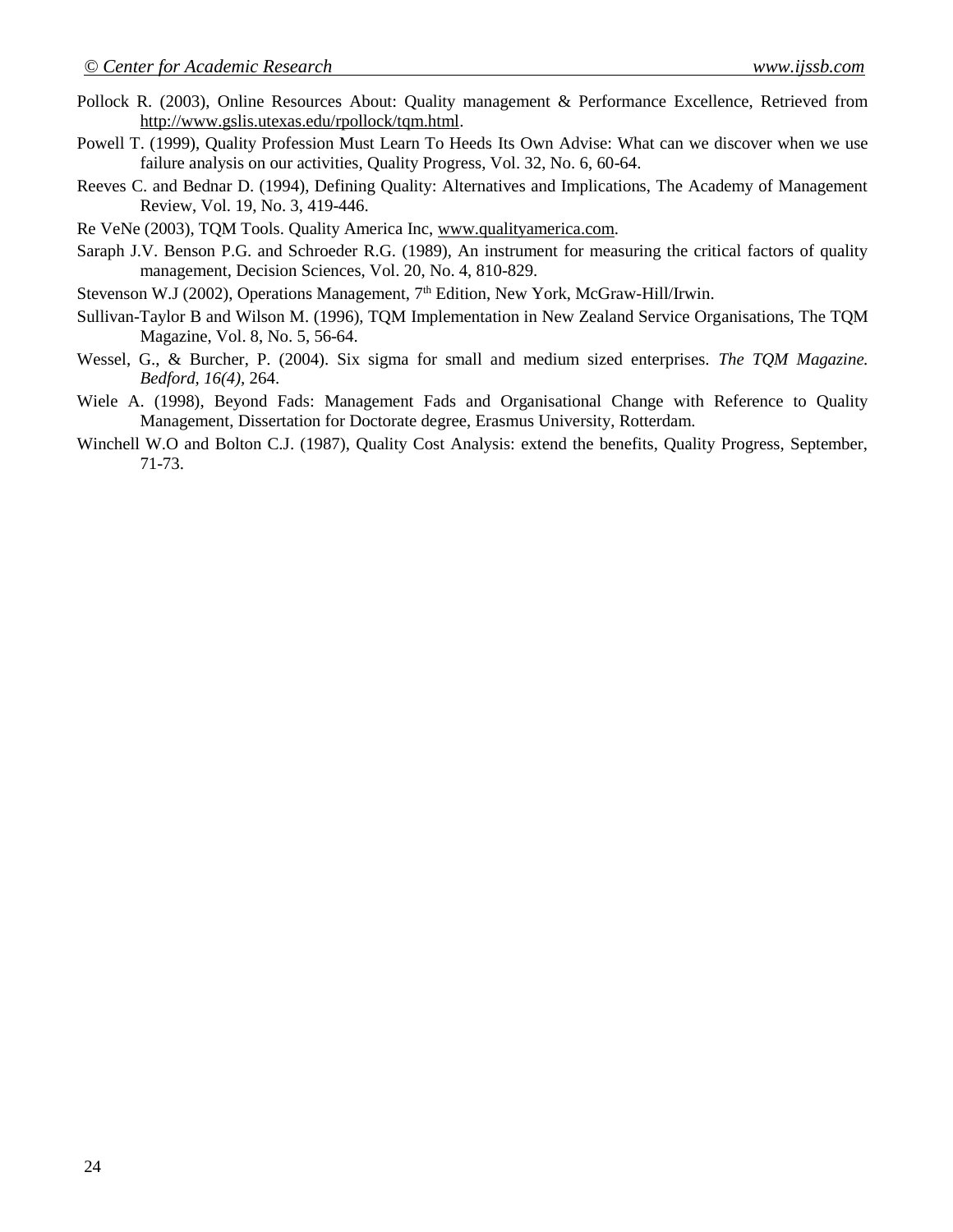Pollock R. (2003), Online Resources About: Quality management & Performance Excellence, Retrieved from http://www.gslis.utexas.edu/rpollock/tqm.html.

Powell T. (1999), Quality Profession Must Learn To Heeds Its Own Advise: What can we discover when we use failure analysis on our activities, Quality Progress, Vol. 32, No. 6, 60-64.

Reeves C. and Bednar D. (1994), Defining Quality: Alternatives and Implications, The Academy of Management Review, Vol. 19, No. 3, 419-446.

Re VeNe (2003), TQM Tools. Quality America Inc, www.qualityamerica.com.

Saraph J.V. Benson P.G. and Schroeder R.G. (1989), An instrument for measuring the critical factors of quality management, Decision Sciences, Vol. 20, No. 4, 810-829.

Stevenson W.J (2002), Operations Management, 7th Edition, New York, McGraw-Hill/Irwin.

Sullivan-Taylor B and Wilson M. (1996), TQM Implementation in New Zealand Service Organisations, The TQM Magazine, Vol. 8, No. 5, 56-64.

Wessel, G., & Burcher, P. (2004). Six sigma for small and medium sized enterprises. *The TQM Magazine. Bedford, 16(4),* 264.

Wiele A. (1998), Beyond Fads: Management Fads and Organisational Change with Reference to Quality Management, Dissertation for Doctorate degree, Erasmus University, Rotterdam.

Winchell W.O and Bolton C.J. (1987), Quality Cost Analysis: extend the benefits, Quality Progress, September, 71-73.